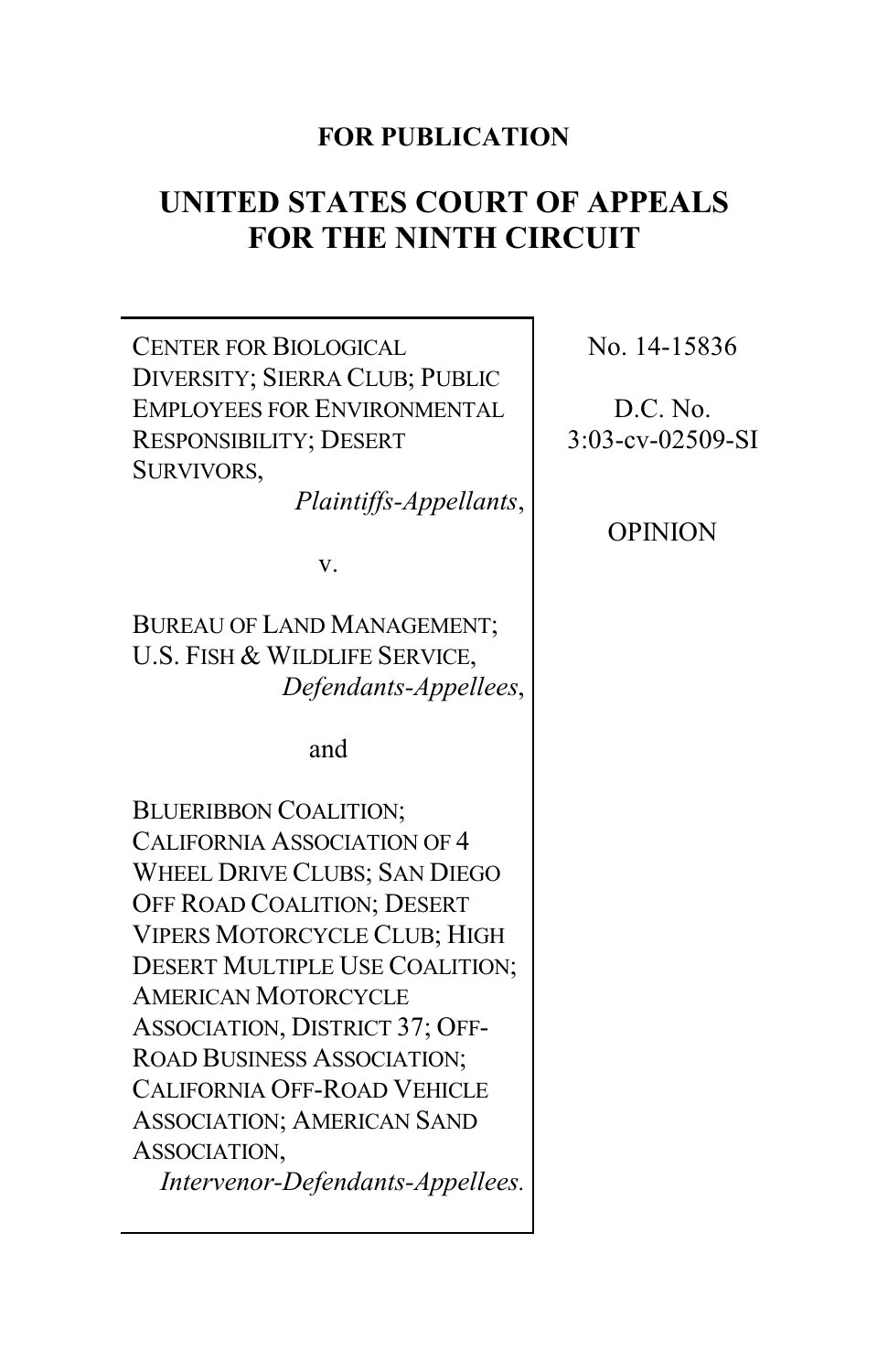**FOR PUBLICATION**

# UNITED STATES COURT OF APPEALS FOR THE NINTH CIRCUIT

CENTER FOR BIOLOGICAL DIVERSITY; SIERRA CLUB; PUBLIC EMPLOYEES FOR ENVIRONMENTAL RESPONSIBILITY; DESERT SURVIVORS,
*Plaintiffs-Appellants*,

v.

BUREAU OF LAND MANAGEMENT; U.S. FISH & WILDLIFE SERVICE,
*Defendants-Appellees*,

and

BLUERIBBON COALITION; CALIFORNIA ASSOCIATION OF 4 WHEEL DRIVE CLUBS; SAN DIEGO OFF ROAD COALITION; DESERT VIPERS MOTORCYCLE CLUB; HIGH DESERT MULTIPLE USE COALITION; AMERICAN MOTORCYCLE ASSOCIATION, DISTRICT 37; OFF-ROAD BUSINESS ASSOCIATION; CALIFORNIA OFF-ROAD VEHICLE ASSOCIATION; AMERICAN SAND ASSOCIATION,
*Intervenor-Defendants-Appellees.*

No. 14-15836

D.C. No. 3:03-cv-02509-SI

OPINION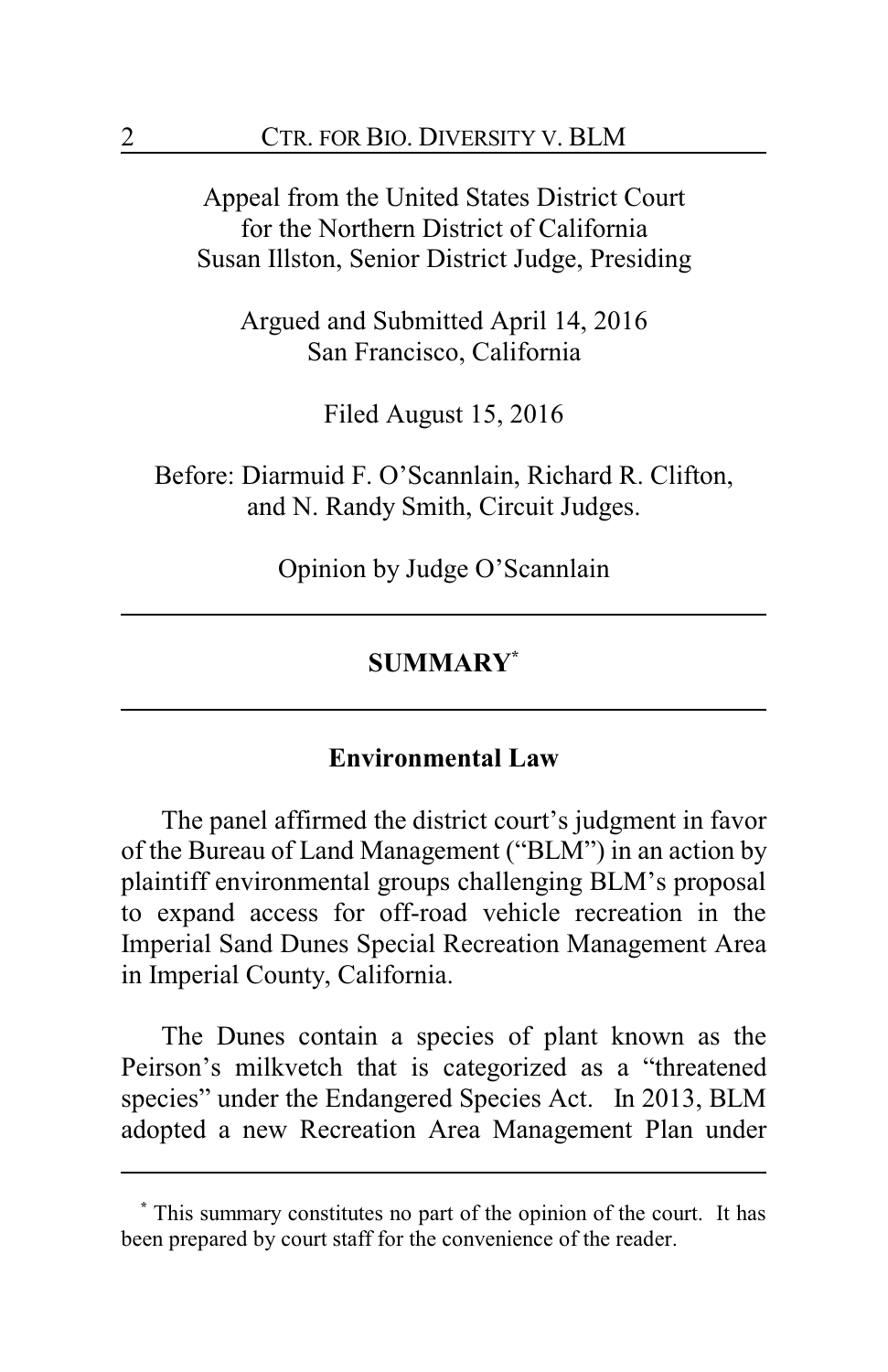Appeal from the United States District Court
for the Northern District of California
Susan Illston, Senior District Judge, Presiding

Argued and Submitted April 14, 2016
San Francisco, California

Filed August 15, 2016

Before: Diarmuid F. O'Scannlain, Richard R. Clifton, and N. Randy Smith, Circuit Judges.

Opinion by Judge O'Scannlain

---

## SUMMARY[*]

---

### Environmental Law

The panel affirmed the district court's judgment in favor of the Bureau of Land Management ("BLM") in an action by plaintiff environmental groups challenging BLM's proposal to expand access for off-road vehicle recreation in the Imperial Sand Dunes Special Recreation Management Area in Imperial County, California.

The Dunes contain a species of plant known as the Peirson's milkvetch that is categorized as a "threatened species" under the Endangered Species Act. In 2013, BLM adopted a new Recreation Area Management Plan under

---

[*] This summary constitutes no part of the opinion of the court. It has been prepared by court staff for the convenience of the reader.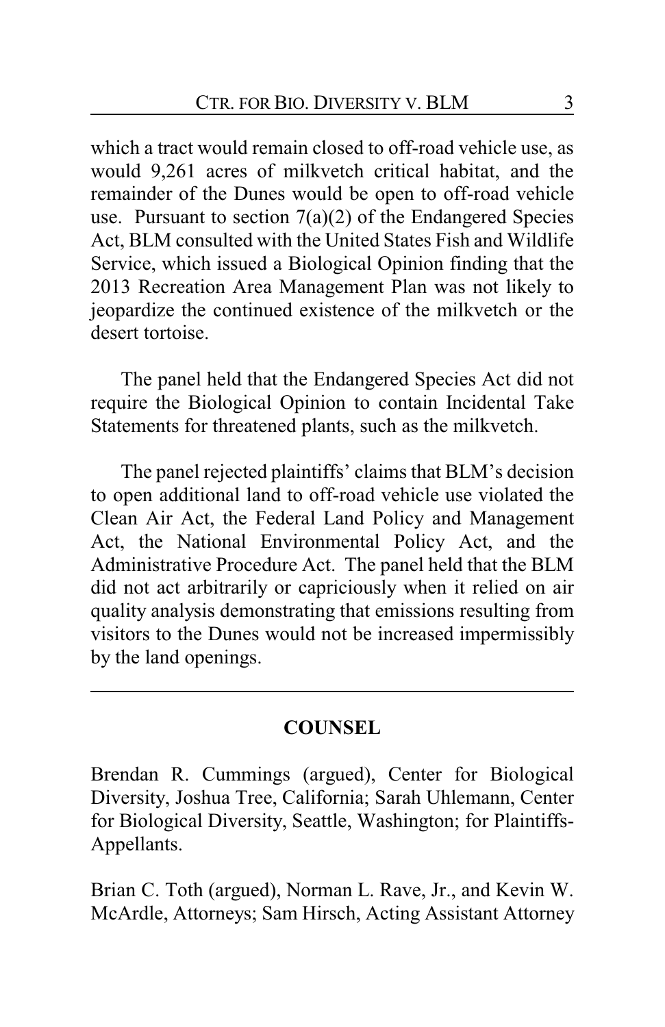which a tract would remain closed to off-road vehicle use, as would 9,261 acres of milkvetch critical habitat, and the remainder of the Dunes would be open to off-road vehicle use. Pursuant to section 7(a)(2) of the Endangered Species Act, BLM consulted with the United States Fish and Wildlife Service, which issued a Biological Opinion finding that the 2013 Recreation Area Management Plan was not likely to jeopardize the continued existence of the milkvetch or the desert tortoise.

The panel held that the Endangered Species Act did not require the Biological Opinion to contain Incidental Take Statements for threatened plants, such as the milkvetch.

The panel rejected plaintiffs' claims that BLM's decision to open additional land to off-road vehicle use violated the Clean Air Act, the Federal Land Policy and Management Act, the National Environmental Policy Act, and the Administrative Procedure Act. The panel held that the BLM did not act arbitrarily or capriciously when it relied on air quality analysis demonstrating that emissions resulting from visitors to the Dunes would not be increased impermissibly by the land openings.

---

## COUNSEL

Brendan R. Cummings (argued), Center for Biological Diversity, Joshua Tree, California; Sarah Uhlemann, Center for Biological Diversity, Seattle, Washington; for Plaintiffs-Appellants.

Brian C. Toth (argued), Norman L. Rave, Jr., and Kevin W. McArdle, Attorneys; Sam Hirsch, Acting Assistant Attorney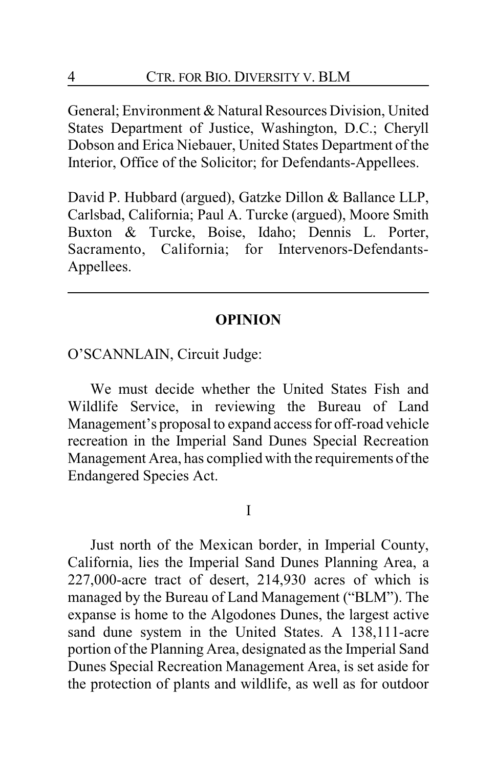General; Environment & Natural Resources Division, United States Department of Justice, Washington, D.C.; Cheryll Dobson and Erica Niebauer, United States Department of the Interior, Office of the Solicitor; for Defendants-Appellees.

David P. Hubbard (argued), Gatzke Dillon & Ballance LLP, Carlsbad, California; Paul A. Turcke (argued), Moore Smith Buxton & Turcke, Boise, Idaho; Dennis L. Porter, Sacramento, California; for Intervenors-Defendants-Appellees.

---

## OPINION

O'SCANNLAIN, Circuit Judge:

We must decide whether the United States Fish and Wildlife Service, in reviewing the Bureau of Land Management's proposal to expand access for off-road vehicle recreation in the Imperial Sand Dunes Special Recreation Management Area, has complied with the requirements of the Endangered Species Act.

### I

Just north of the Mexican border, in Imperial County, California, lies the Imperial Sand Dunes Planning Area, a 227,000-acre tract of desert, 214,930 acres of which is managed by the Bureau of Land Management ("BLM"). The expanse is home to the Algodones Dunes, the largest active sand dune system in the United States. A 138,111-acre portion of the Planning Area, designated as the Imperial Sand Dunes Special Recreation Management Area, is set aside for the protection of plants and wildlife, as well as for outdoor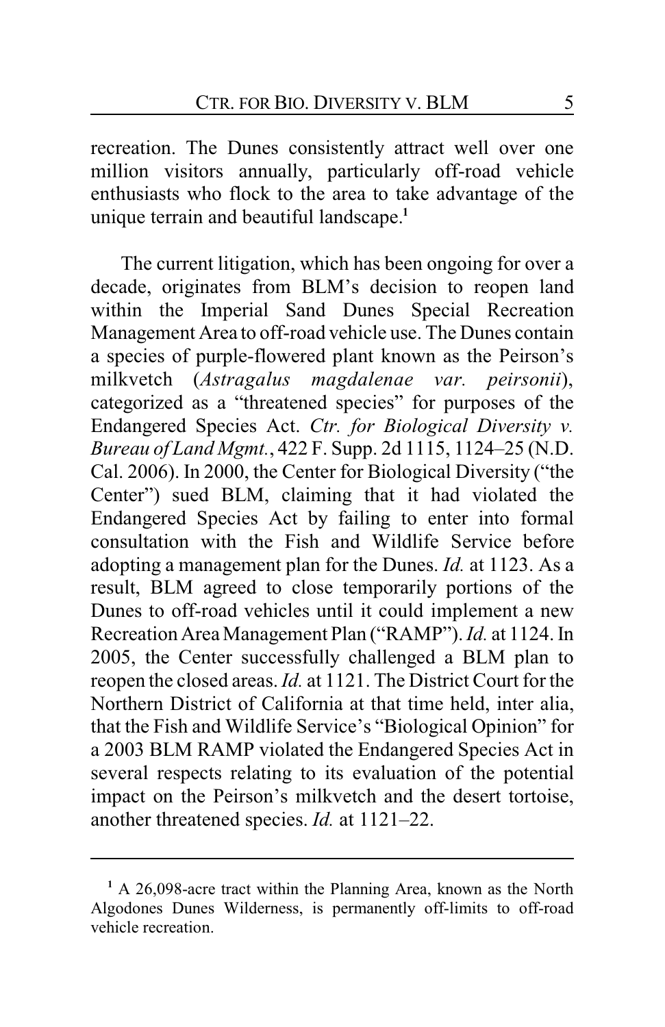recreation. The Dunes consistently attract well over one million visitors annually, particularly off-road vehicle enthusiasts who flock to the area to take advantage of the unique terrain and beautiful landscape.[1]

The current litigation, which has been ongoing for over a decade, originates from BLM's decision to reopen land within the Imperial Sand Dunes Special Recreation Management Area to off-road vehicle use. The Dunes contain a species of purple-flowered plant known as the Peirson's milkvetch (*Astragalus magdalenae var. peirsonii*), categorized as a "threatened species" for purposes of the Endangered Species Act. *Ctr. for Biological Diversity v. Bureau of Land Mgmt.*, 422 F. Supp. 2d 1115, 1124–25 (N.D. Cal. 2006). In 2000, the Center for Biological Diversity ("the Center") sued BLM, claiming that it had violated the Endangered Species Act by failing to enter into formal consultation with the Fish and Wildlife Service before adopting a management plan for the Dunes. *Id.* at 1123. As a result, BLM agreed to close temporarily portions of the Dunes to off-road vehicles until it could implement a new Recreation Area Management Plan ("RAMP"). *Id.* at 1124. In 2005, the Center successfully challenged a BLM plan to reopen the closed areas. *Id.* at 1121. The District Court for the Northern District of California at that time held, inter alia, that the Fish and Wildlife Service's "Biological Opinion" for a 2003 BLM RAMP violated the Endangered Species Act in several respects relating to its evaluation of the potential impact on the Peirson's milkvetch and the desert tortoise, another threatened species. *Id.* at 1121–22.

---

[1] A 26,098-acre tract within the Planning Area, known as the North Algodones Dunes Wilderness, is permanently off-limits to off-road vehicle recreation.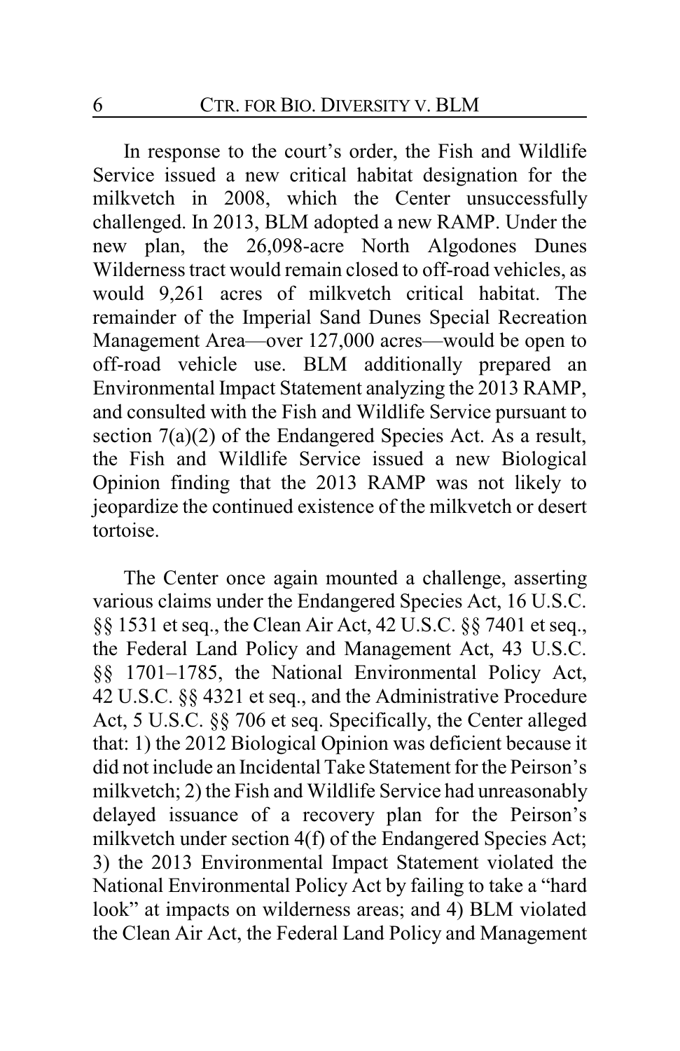In response to the court's order, the Fish and Wildlife Service issued a new critical habitat designation for the milkvetch in 2008, which the Center unsuccessfully challenged. In 2013, BLM adopted a new RAMP. Under the new plan, the 26,098-acre North Algodones Dunes Wilderness tract would remain closed to off-road vehicles, as would 9,261 acres of milkvetch critical habitat. The remainder of the Imperial Sand Dunes Special Recreation Management Area—over 127,000 acres—would be open to off-road vehicle use. BLM additionally prepared an Environmental Impact Statement analyzing the 2013 RAMP, and consulted with the Fish and Wildlife Service pursuant to section 7(a)(2) of the Endangered Species Act. As a result, the Fish and Wildlife Service issued a new Biological Opinion finding that the 2013 RAMP was not likely to jeopardize the continued existence of the milkvetch or desert tortoise.

The Center once again mounted a challenge, asserting various claims under the Endangered Species Act, 16 U.S.C. §§ 1531 et seq., the Clean Air Act, 42 U.S.C. §§ 7401 et seq., the Federal Land Policy and Management Act, 43 U.S.C. §§ 1701–1785, the National Environmental Policy Act, 42 U.S.C. §§ 4321 et seq., and the Administrative Procedure Act, 5 U.S.C. §§ 706 et seq. Specifically, the Center alleged that: 1) the 2012 Biological Opinion was deficient because it did not include an Incidental Take Statement for the Peirson's milkvetch; 2) the Fish and Wildlife Service had unreasonably delayed issuance of a recovery plan for the Peirson's milkvetch under section 4(f) of the Endangered Species Act; 3) the 2013 Environmental Impact Statement violated the National Environmental Policy Act by failing to take a "hard look" at impacts on wilderness areas; and 4) BLM violated the Clean Air Act, the Federal Land Policy and Management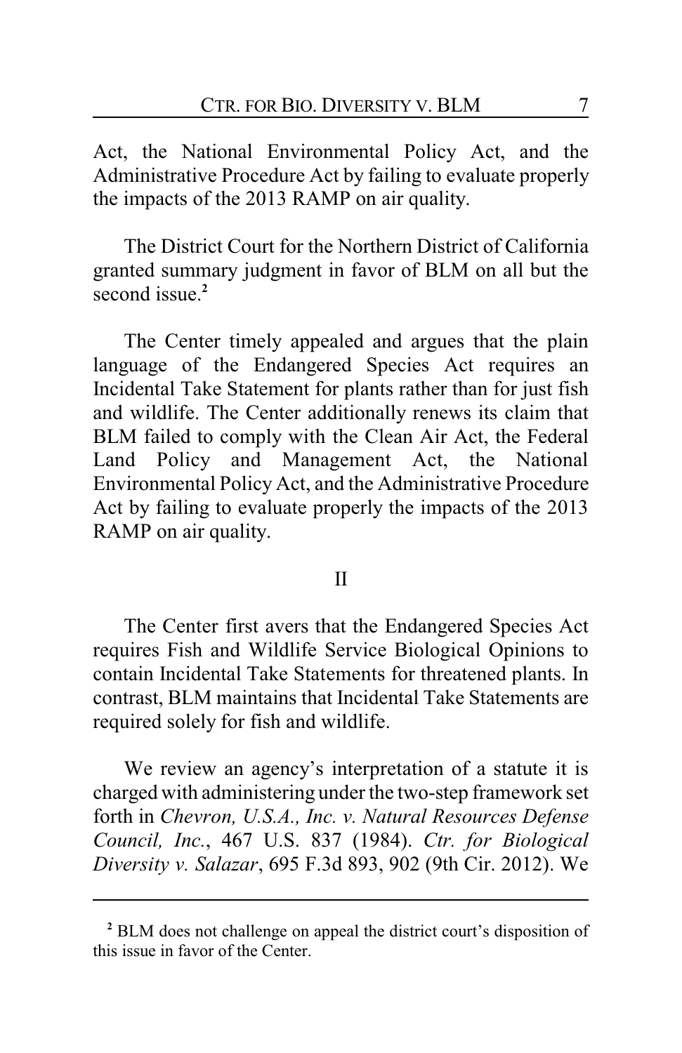Act, the National Environmental Policy Act, and the Administrative Procedure Act by failing to evaluate properly the impacts of the 2013 RAMP on air quality.

The District Court for the Northern District of California granted summary judgment in favor of BLM on all but the second issue.[2]

The Center timely appealed and argues that the plain language of the Endangered Species Act requires an Incidental Take Statement for plants rather than for just fish and wildlife. The Center additionally renews its claim that BLM failed to comply with the Clean Air Act, the Federal Land Policy and Management Act, the National Environmental Policy Act, and the Administrative Procedure Act by failing to evaluate properly the impacts of the 2013 RAMP on air quality.

## II

The Center first avers that the Endangered Species Act requires Fish and Wildlife Service Biological Opinions to contain Incidental Take Statements for threatened plants. In contrast, BLM maintains that Incidental Take Statements are required solely for fish and wildlife.

We review an agency's interpretation of a statute it is charged with administering under the two-step framework set forth in *Chevron, U.S.A., Inc. v. Natural Resources Defense Council, Inc.*, 467 U.S. 837 (1984). *Ctr. for Biological Diversity v. Salazar*, 695 F.3d 893, 902 (9th Cir. 2012). We

---

[2] BLM does not challenge on appeal the district court's disposition of this issue in favor of the Center.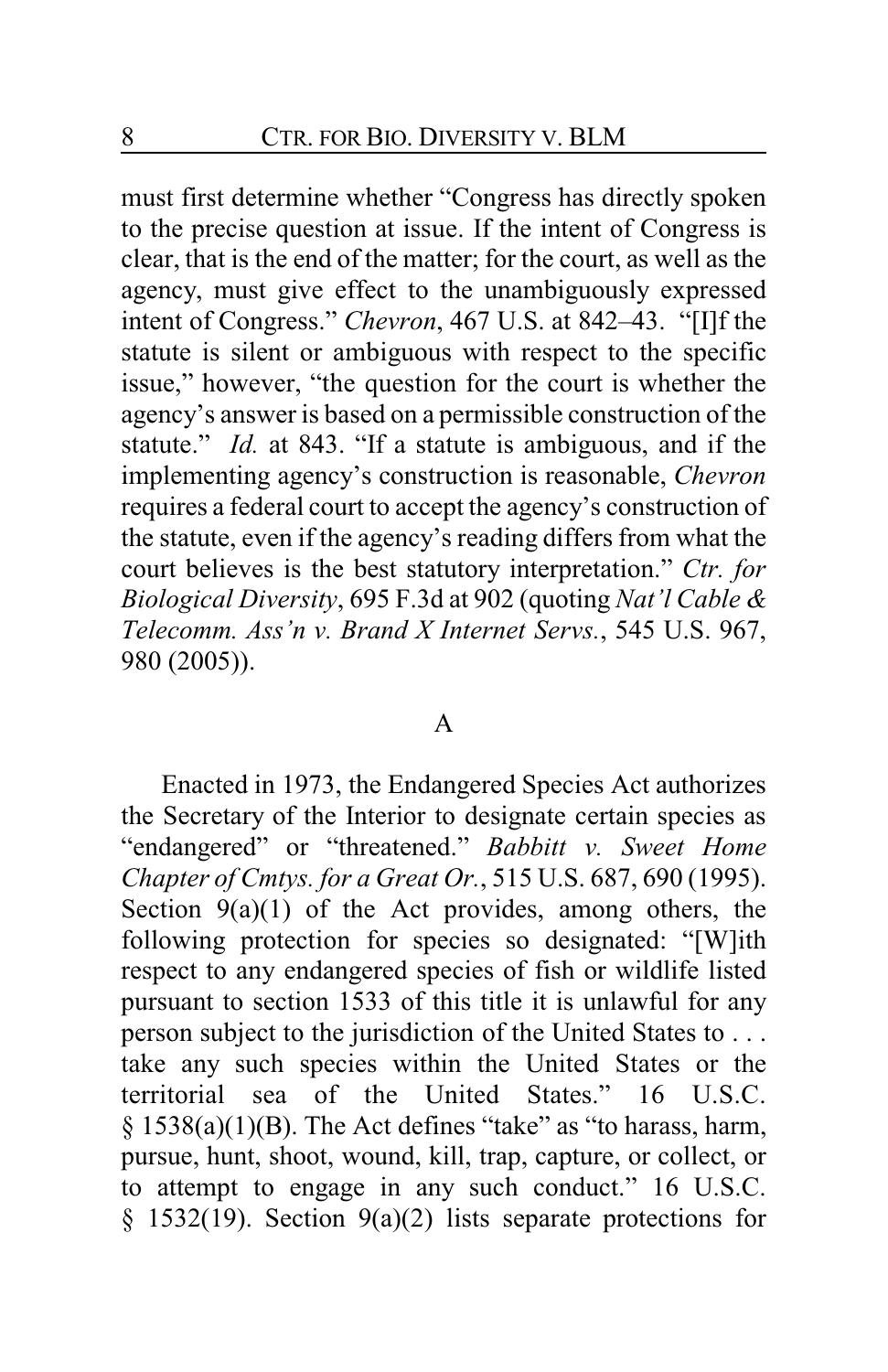must first determine whether "Congress has directly spoken to the precise question at issue. If the intent of Congress is clear, that is the end of the matter; for the court, as well as the agency, must give effect to the unambiguously expressed intent of Congress." *Chevron*, 467 U.S. at 842–43. "[I]f the statute is silent or ambiguous with respect to the specific issue," however, "the question for the court is whether the agency's answer is based on a permissible construction of the statute." *Id.* at 843. "If a statute is ambiguous, and if the implementing agency's construction is reasonable, *Chevron* requires a federal court to accept the agency's construction of the statute, even if the agency's reading differs from what the court believes is the best statutory interpretation." *Ctr. for Biological Diversity*, 695 F.3d at 902 (quoting *Nat'l Cable & Telecomm. Ass'n v. Brand X Internet Servs.*, 545 U.S. 967, 980 (2005)).

## A

Enacted in 1973, the Endangered Species Act authorizes the Secretary of the Interior to designate certain species as "endangered" or "threatened." *Babbitt v. Sweet Home Chapter of Cmtys. for a Great Or.*, 515 U.S. 687, 690 (1995). Section 9(a)(1) of the Act provides, among others, the following protection for species so designated: "[W]ith respect to any endangered species of fish or wildlife listed pursuant to section 1533 of this title it is unlawful for any person subject to the jurisdiction of the United States to . . . take any such species within the United States or the territorial sea of the United States." 16 U.S.C. § 1538(a)(1)(B). The Act defines "take" as "to harass, harm, pursue, hunt, shoot, wound, kill, trap, capture, or collect, or to attempt to engage in any such conduct." 16 U.S.C. § 1532(19). Section 9(a)(2) lists separate protections for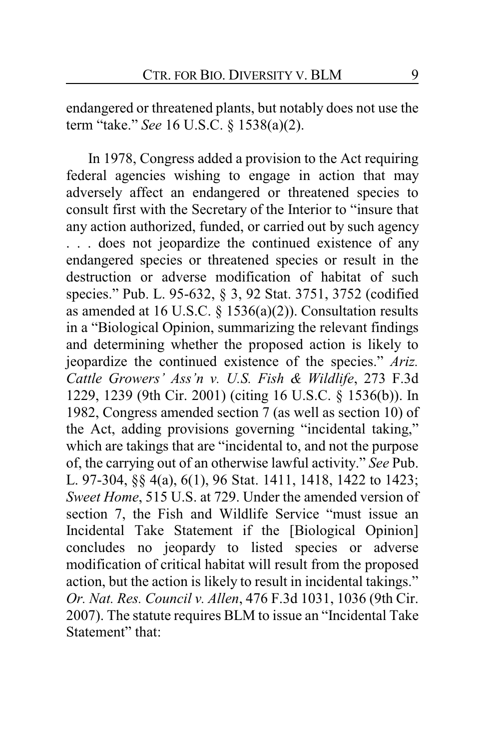endangered or threatened plants, but notably does not use the term "take." *See* 16 U.S.C. § 1538(a)(2).

In 1978, Congress added a provision to the Act requiring federal agencies wishing to engage in action that may adversely affect an endangered or threatened species to consult first with the Secretary of the Interior to "insure that any action authorized, funded, or carried out by such agency . . . does not jeopardize the continued existence of any endangered species or threatened species or result in the destruction or adverse modification of habitat of such species." Pub. L. 95-632, § 3, 92 Stat. 3751, 3752 (codified as amended at 16 U.S.C. § 1536(a)(2)). Consultation results in a "Biological Opinion, summarizing the relevant findings and determining whether the proposed action is likely to jeopardize the continued existence of the species." *Ariz. Cattle Growers' Ass'n v. U.S. Fish & Wildlife*, 273 F.3d 1229, 1239 (9th Cir. 2001) (citing 16 U.S.C. § 1536(b)). In 1982, Congress amended section 7 (as well as section 10) of the Act, adding provisions governing "incidental taking," which are takings that are "incidental to, and not the purpose of, the carrying out of an otherwise lawful activity." *See* Pub. L. 97-304, §§ 4(a), 6(1), 96 Stat. 1411, 1418, 1422 to 1423; *Sweet Home*, 515 U.S. at 729. Under the amended version of section 7, the Fish and Wildlife Service "must issue an Incidental Take Statement if the [Biological Opinion] concludes no jeopardy to listed species or adverse modification of critical habitat will result from the proposed action, but the action is likely to result in incidental takings." *Or. Nat. Res. Council v. Allen*, 476 F.3d 1031, 1036 (9th Cir. 2007). The statute requires BLM to issue an "Incidental Take Statement" that: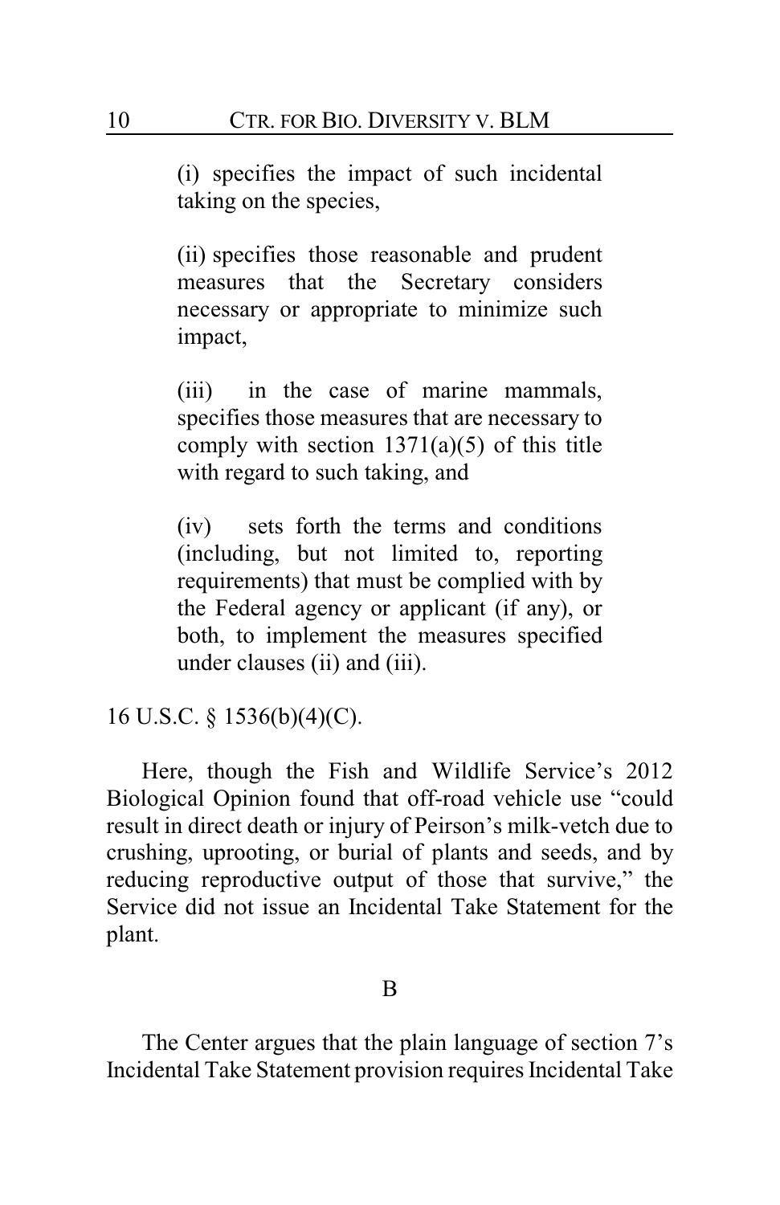> (i) specifies the impact of such incidental taking on the species,
>
> (ii) specifies those reasonable and prudent measures that the Secretary considers necessary or appropriate to minimize such impact,
>
> (iii) in the case of marine mammals, specifies those measures that are necessary to comply with section 1371(a)(5) of this title with regard to such taking, and
>
> (iv) sets forth the terms and conditions (including, but not limited to, reporting requirements) that must be complied with by the Federal agency or applicant (if any), or both, to implement the measures specified under clauses (ii) and (iii).

16 U.S.C. § 1536(b)(4)(C).

Here, though the Fish and Wildlife Service's 2012 Biological Opinion found that off-road vehicle use "could result in direct death or injury of Peirson's milk-vetch due to crushing, uprooting, or burial of plants and seeds, and by reducing reproductive output of those that survive," the Service did not issue an Incidental Take Statement for the plant.

### B

The Center argues that the plain language of section 7's Incidental Take Statement provision requires Incidental Take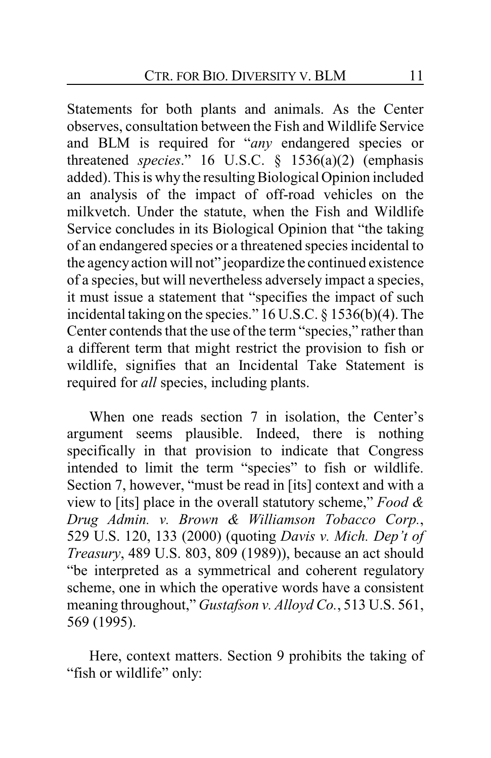Statements for both plants and animals. As the Center observes, consultation between the Fish and Wildlife Service and BLM is required for "*any* endangered species or threatened *species*." 16 U.S.C. § 1536(a)(2) (emphasis added). This is why the resulting Biological Opinion included an analysis of the impact of off-road vehicles on the milkvetch. Under the statute, when the Fish and Wildlife Service concludes in its Biological Opinion that "the taking of an endangered species or a threatened species incidental to the agency action will not" jeopardize the continued existence of a species, but will nevertheless adversely impact a species, it must issue a statement that "specifies the impact of such incidental taking on the species." 16 U.S.C. § 1536(b)(4). The Center contends that the use of the term "species," rather than a different term that might restrict the provision to fish or wildlife, signifies that an Incidental Take Statement is required for *all* species, including plants.

When one reads section 7 in isolation, the Center's argument seems plausible. Indeed, there is nothing specifically in that provision to indicate that Congress intended to limit the term "species" to fish or wildlife. Section 7, however, "must be read in [its] context and with a view to [its] place in the overall statutory scheme," *Food & Drug Admin. v. Brown & Williamson Tobacco Corp.*, 529 U.S. 120, 133 (2000) (quoting *Davis v. Mich. Dep't of Treasury*, 489 U.S. 803, 809 (1989)), because an act should "be interpreted as a symmetrical and coherent regulatory scheme, one in which the operative words have a consistent meaning throughout," *Gustafson v. Alloyd Co.*, 513 U.S. 561, 569 (1995).

Here, context matters. Section 9 prohibits the taking of "fish or wildlife" only: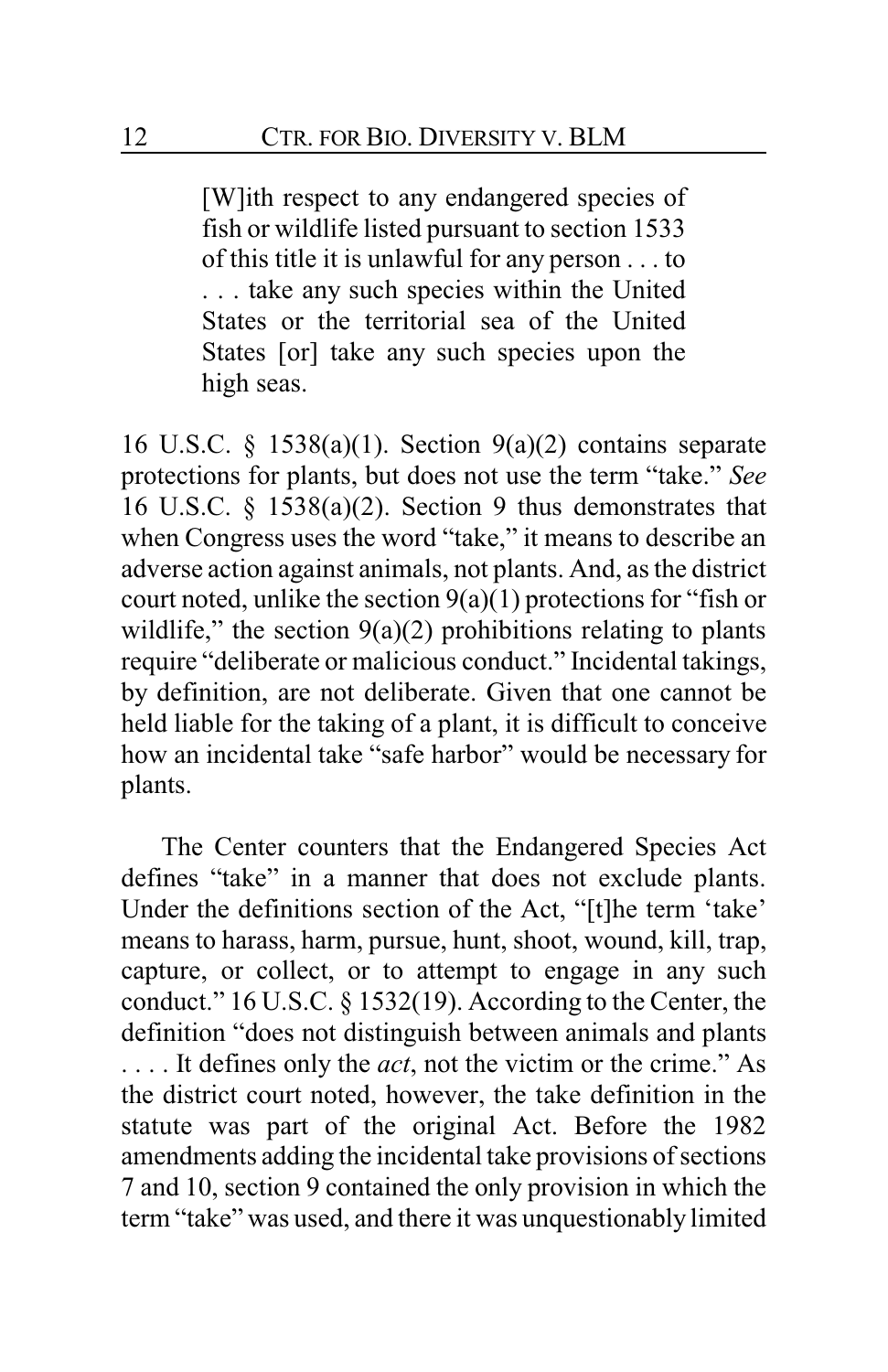> [W]ith respect to any endangered species of fish or wildlife listed pursuant to section 1533 of this title it is unlawful for any person . . . to . . . take any such species within the United States or the territorial sea of the United States [or] take any such species upon the high seas.

16 U.S.C. § 1538(a)(1). Section 9(a)(2) contains separate protections for plants, but does not use the term "take." *See* 16 U.S.C. § 1538(a)(2). Section 9 thus demonstrates that when Congress uses the word "take," it means to describe an adverse action against animals, not plants. And, as the district court noted, unlike the section 9(a)(1) protections for "fish or wildlife," the section 9(a)(2) prohibitions relating to plants require "deliberate or malicious conduct." Incidental takings, by definition, are not deliberate. Given that one cannot be held liable for the taking of a plant, it is difficult to conceive how an incidental take "safe harbor" would be necessary for plants.

The Center counters that the Endangered Species Act defines "take" in a manner that does not exclude plants. Under the definitions section of the Act, "[t]he term 'take' means to harass, harm, pursue, hunt, shoot, wound, kill, trap, capture, or collect, or to attempt to engage in any such conduct." 16 U.S.C. § 1532(19). According to the Center, the definition "does not distinguish between animals and plants . . . . It defines only the *act*, not the victim or the crime." As the district court noted, however, the take definition in the statute was part of the original Act. Before the 1982 amendments adding the incidental take provisions of sections 7 and 10, section 9 contained the only provision in which the term "take" was used, and there it was unquestionably limited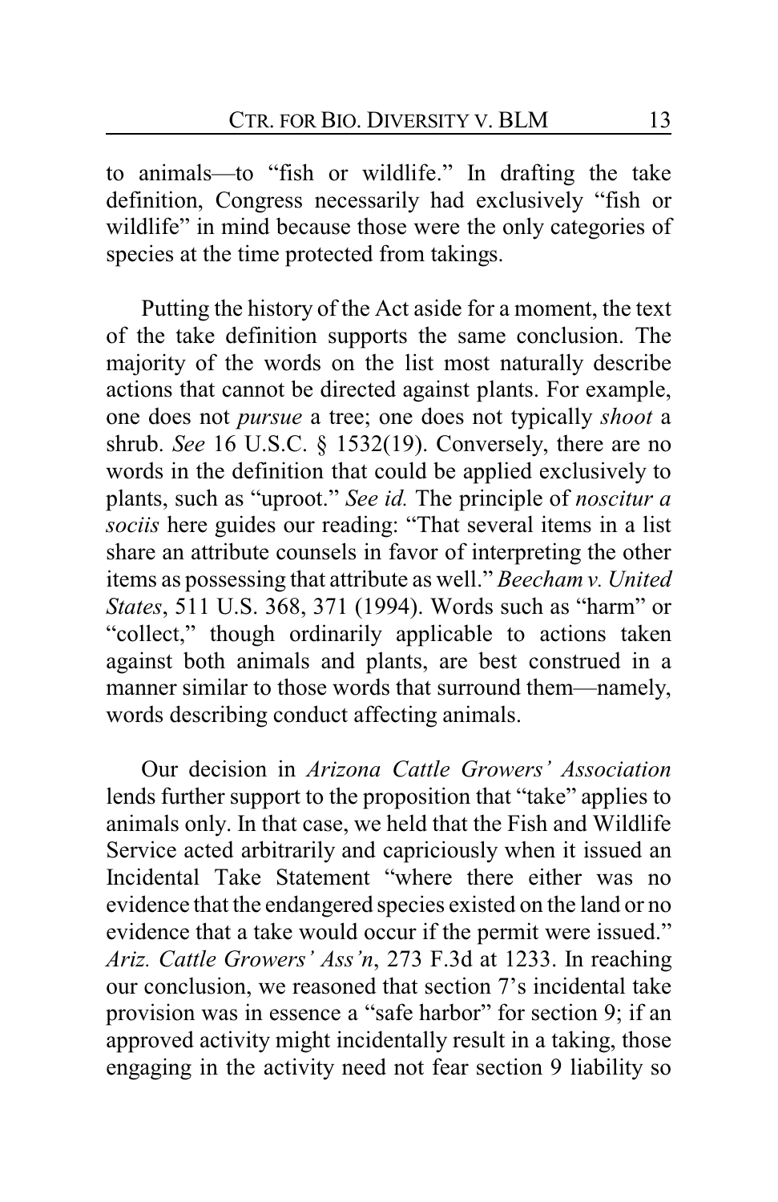to animals—to "fish or wildlife." In drafting the take definition, Congress necessarily had exclusively "fish or wildlife" in mind because those were the only categories of species at the time protected from takings.

Putting the history of the Act aside for a moment, the text of the take definition supports the same conclusion. The majority of the words on the list most naturally describe actions that cannot be directed against plants. For example, one does not *pursue* a tree; one does not typically *shoot* a shrub. *See* 16 U.S.C. § 1532(19). Conversely, there are no words in the definition that could be applied exclusively to plants, such as "uproot." *See id.* The principle of *noscitur a sociis* here guides our reading: "That several items in a list share an attribute counsels in favor of interpreting the other items as possessing that attribute as well." *Beecham v. United States*, 511 U.S. 368, 371 (1994). Words such as "harm" or "collect," though ordinarily applicable to actions taken against both animals and plants, are best construed in a manner similar to those words that surround them—namely, words describing conduct affecting animals.

Our decision in *Arizona Cattle Growers' Association* lends further support to the proposition that "take" applies to animals only. In that case, we held that the Fish and Wildlife Service acted arbitrarily and capriciously when it issued an Incidental Take Statement "where there either was no evidence that the endangered species existed on the land or no evidence that a take would occur if the permit were issued." *Ariz. Cattle Growers' Ass'n*, 273 F.3d at 1233. In reaching our conclusion, we reasoned that section 7's incidental take provision was in essence a "safe harbor" for section 9; if an approved activity might incidentally result in a taking, those engaging in the activity need not fear section 9 liability so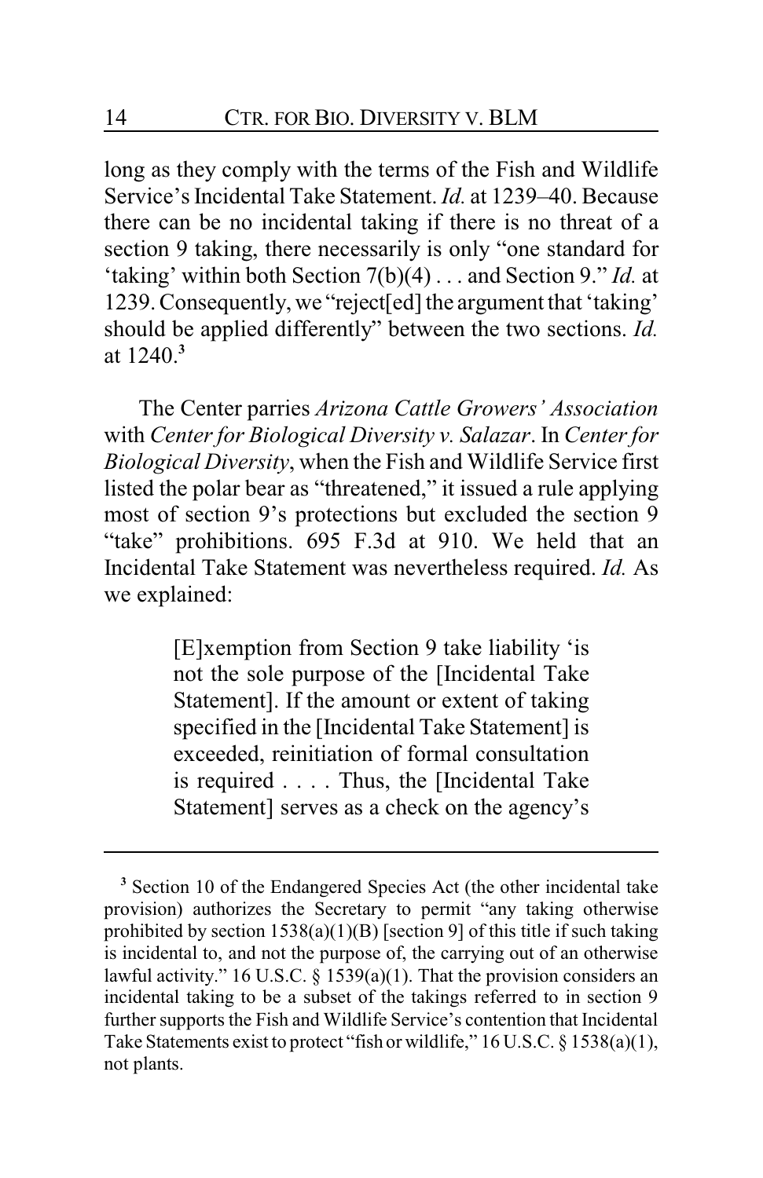long as they comply with the terms of the Fish and Wildlife Service's Incidental Take Statement. *Id.* at 1239–40. Because there can be no incidental taking if there is no threat of a section 9 taking, there necessarily is only "one standard for 'taking' within both Section 7(b)(4) . . . and Section 9." *Id.* at 1239. Consequently, we "reject[ed] the argument that 'taking' should be applied differently" between the two sections. *Id.* at 1240.[3]

The Center parries *Arizona Cattle Growers' Association* with *Center for Biological Diversity v. Salazar*. In *Center for Biological Diversity*, when the Fish and Wildlife Service first listed the polar bear as "threatened," it issued a rule applying most of section 9's protections but excluded the section 9 "take" prohibitions. 695 F.3d at 910. We held that an Incidental Take Statement was nevertheless required. *Id.* As we explained:

> [E]xemption from Section 9 take liability 'is not the sole purpose of the [Incidental Take Statement]. If the amount or extent of taking specified in the [Incidental Take Statement] is exceeded, reinitiation of formal consultation is required . . . . Thus, the [Incidental Take Statement] serves as a check on the agency's

---

[3] Section 10 of the Endangered Species Act (the other incidental take provision) authorizes the Secretary to permit "any taking otherwise prohibited by section 1538(a)(1)(B) [section 9] of this title if such taking is incidental to, and not the purpose of, the carrying out of an otherwise lawful activity." 16 U.S.C. § 1539(a)(1). That the provision considers an incidental taking to be a subset of the takings referred to in section 9 further supports the Fish and Wildlife Service's contention that Incidental Take Statements exist to protect "fish or wildlife," 16 U.S.C. § 1538(a)(1), not plants.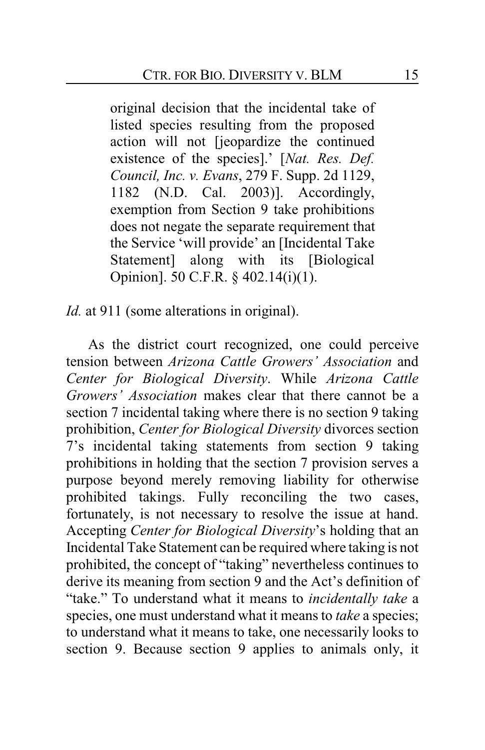> original decision that the incidental take of listed species resulting from the proposed action will not [jeopardize the continued existence of the species].' [*Nat. Res. Def. Council, Inc. v. Evans*, 279 F. Supp. 2d 1129, 1182 (N.D. Cal. 2003)]. Accordingly, exemption from Section 9 take prohibitions does not negate the separate requirement that the Service 'will provide' an [Incidental Take Statement] along with its [Biological Opinion]. 50 C.F.R. § 402.14(i)(1).

*Id.* at 911 (some alterations in original).

As the district court recognized, one could perceive tension between *Arizona Cattle Growers' Association* and *Center for Biological Diversity*. While *Arizona Cattle Growers' Association* makes clear that there cannot be a section 7 incidental taking where there is no section 9 taking prohibition, *Center for Biological Diversity* divorces section 7's incidental taking statements from section 9 taking prohibitions in holding that the section 7 provision serves a purpose beyond merely removing liability for otherwise prohibited takings. Fully reconciling the two cases, fortunately, is not necessary to resolve the issue at hand. Accepting *Center for Biological Diversity*'s holding that an Incidental Take Statement can be required where taking is not prohibited, the concept of "taking" nevertheless continues to derive its meaning from section 9 and the Act's definition of "take." To understand what it means to *incidentally take* a species, one must understand what it means to *take* a species; to understand what it means to take, one necessarily looks to section 9. Because section 9 applies to animals only, it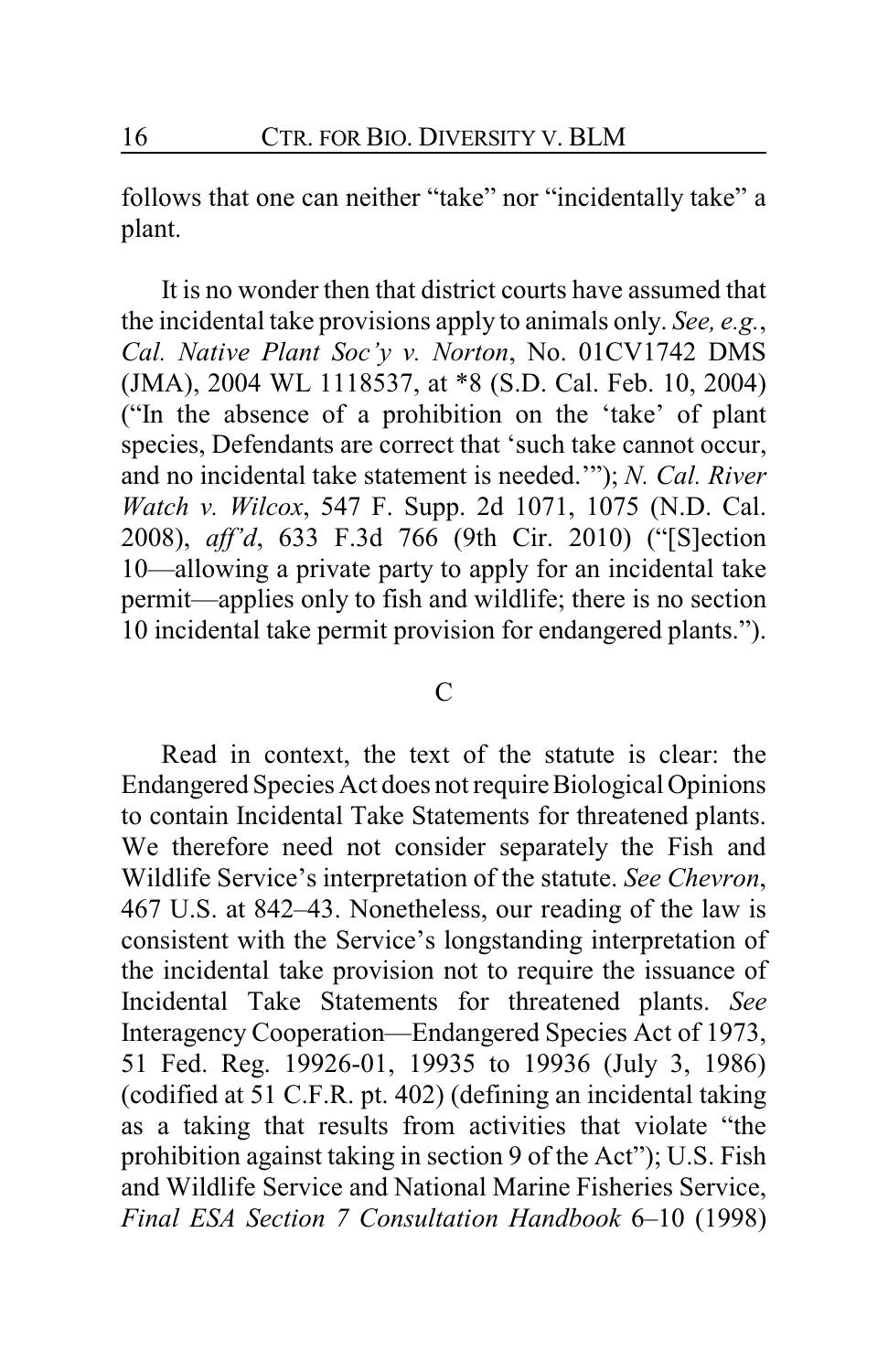follows that one can neither "take" nor "incidentally take" a plant.

It is no wonder then that district courts have assumed that the incidental take provisions apply to animals only. *See, e.g.*, *Cal. Native Plant Soc'y v. Norton*, No. 01CV1742 DMS (JMA), 2004 WL 1118537, at *8 (S.D. Cal. Feb. 10, 2004) ("In the absence of a prohibition on the 'take' of plant species, Defendants are correct that 'such take cannot occur, and no incidental take statement is needed.'"); *N. Cal. River Watch v. Wilcox*, 547 F. Supp. 2d 1071, 1075 (N.D. Cal. 2008), *aff'd*, 633 F.3d 766 (9th Cir. 2010) ("[S]ection 10—allowing a private party to apply for an incidental take permit—applies only to fish and wildlife; there is no section 10 incidental take permit provision for endangered plants.").

### C

Read in context, the text of the statute is clear: the Endangered Species Act does not require Biological Opinions to contain Incidental Take Statements for threatened plants. We therefore need not consider separately the Fish and Wildlife Service's interpretation of the statute. *See Chevron*, 467 U.S. at 842–43. Nonetheless, our reading of the law is consistent with the Service's longstanding interpretation of the incidental take provision not to require the issuance of Incidental Take Statements for threatened plants. *See* Interagency Cooperation—Endangered Species Act of 1973, 51 Fed. Reg. 19926-01, 19935 to 19936 (July 3, 1986) (codified at 51 C.F.R. pt. 402) (defining an incidental taking as a taking that results from activities that violate "the prohibition against taking in section 9 of the Act"); U.S. Fish and Wildlife Service and National Marine Fisheries Service, *Final ESA Section 7 Consultation Handbook* 6–10 (1998)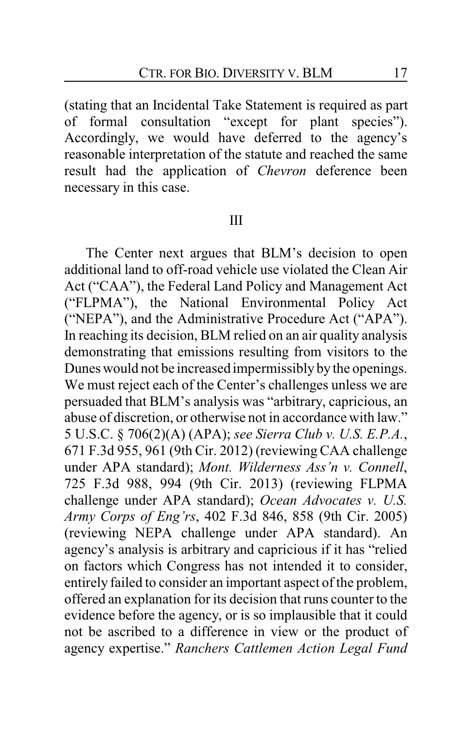(stating that an Incidental Take Statement is required as part of formal consultation "except for plant species"). Accordingly, we would have deferred to the agency's reasonable interpretation of the statute and reached the same result had the application of *Chevron* deference been necessary in this case.

## III

The Center next argues that BLM's decision to open additional land to off-road vehicle use violated the Clean Air Act ("CAA"), the Federal Land Policy and Management Act ("FLPMA"), the National Environmental Policy Act ("NEPA"), and the Administrative Procedure Act ("APA"). In reaching its decision, BLM relied on an air quality analysis demonstrating that emissions resulting from visitors to the Dunes would not be increased impermissibly by the openings. We must reject each of the Center's challenges unless we are persuaded that BLM's analysis was "arbitrary, capricious, an abuse of discretion, or otherwise not in accordance with law." 5 U.S.C. § 706(2)(A) (APA); *see Sierra Club v. U.S. E.P.A.*, 671 F.3d 955, 961 (9th Cir. 2012) (reviewing CAA challenge under APA standard); *Mont. Wilderness Ass'n v. Connell*, 725 F.3d 988, 994 (9th Cir. 2013) (reviewing FLPMA challenge under APA standard); *Ocean Advocates v. U.S. Army Corps of Eng'rs*, 402 F.3d 846, 858 (9th Cir. 2005) (reviewing NEPA challenge under APA standard). An agency's analysis is arbitrary and capricious if it has "relied on factors which Congress has not intended it to consider, entirely failed to consider an important aspect of the problem, offered an explanation for its decision that runs counter to the evidence before the agency, or is so implausible that it could not be ascribed to a difference in view or the product of agency expertise." *Ranchers Cattlemen Action Legal Fund*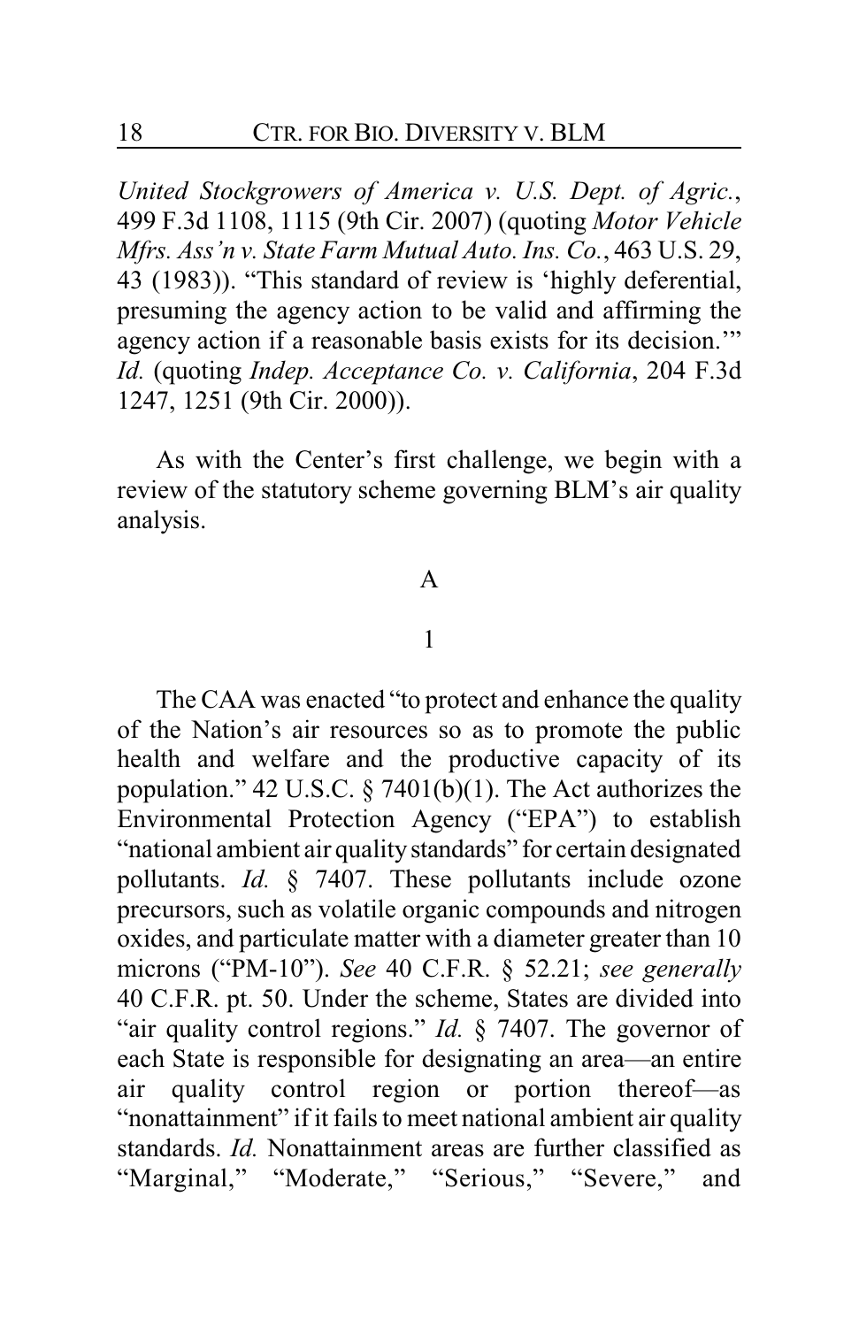*United Stockgrowers of America v. U.S. Dept. of Agric.*, 499 F.3d 1108, 1115 (9th Cir. 2007) (quoting *Motor Vehicle Mfrs. Ass'n v. State Farm Mutual Auto. Ins. Co.*, 463 U.S. 29, 43 (1983)). "This standard of review is 'highly deferential, presuming the agency action to be valid and affirming the agency action if a reasonable basis exists for its decision.'" *Id.* (quoting *Indep. Acceptance Co. v. California*, 204 F.3d 1247, 1251 (9th Cir. 2000)).

As with the Center's first challenge, we begin with a review of the statutory scheme governing BLM's air quality analysis.

A

1

The CAA was enacted "to protect and enhance the quality of the Nation's air resources so as to promote the public health and welfare and the productive capacity of its population." 42 U.S.C. § 7401(b)(1). The Act authorizes the Environmental Protection Agency ("EPA") to establish "national ambient air quality standards" for certain designated pollutants. *Id.* § 7407. These pollutants include ozone precursors, such as volatile organic compounds and nitrogen oxides, and particulate matter with a diameter greater than 10 microns ("PM-10"). *See* 40 C.F.R. § 52.21; *see generally* 40 C.F.R. pt. 50. Under the scheme, States are divided into "air quality control regions." *Id.* § 7407. The governor of each State is responsible for designating an area—an entire air quality control region or portion thereof—as "nonattainment" if it fails to meet national ambient air quality standards. *Id.* Nonattainment areas are further classified as "Marginal," "Moderate," "Serious," "Severe," and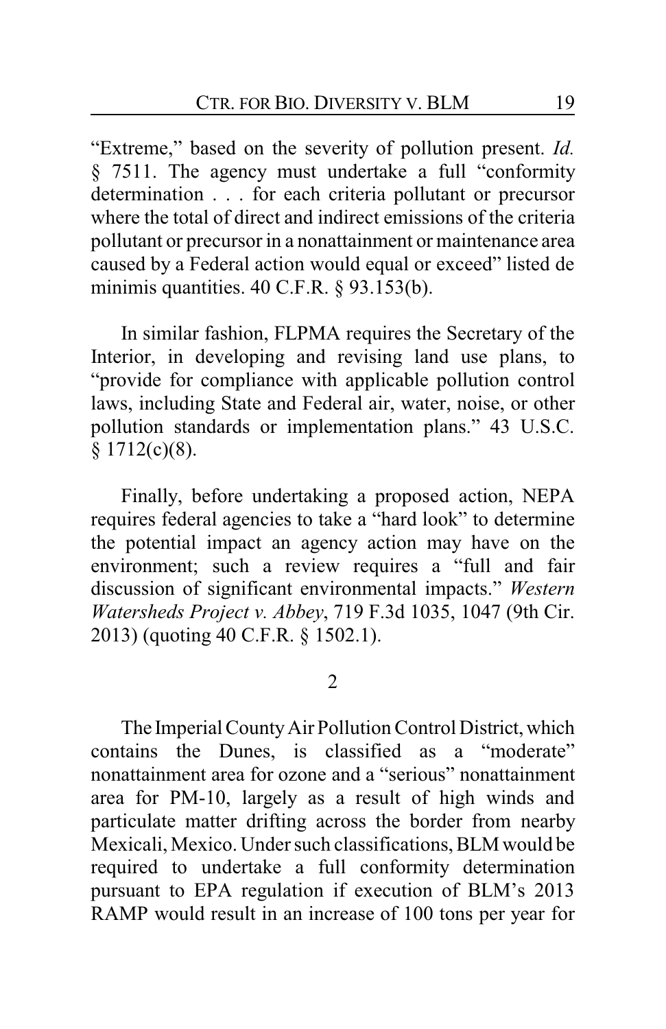"Extreme," based on the severity of pollution present. *Id.* § 7511. The agency must undertake a full "conformity determination . . . for each criteria pollutant or precursor where the total of direct and indirect emissions of the criteria pollutant or precursor in a nonattainment or maintenance area caused by a Federal action would equal or exceed" listed de minimis quantities. 40 C.F.R. § 93.153(b).

In similar fashion, FLPMA requires the Secretary of the Interior, in developing and revising land use plans, to "provide for compliance with applicable pollution control laws, including State and Federal air, water, noise, or other pollution standards or implementation plans." 43 U.S.C. § 1712(c)(8).

Finally, before undertaking a proposed action, NEPA requires federal agencies to take a "hard look" to determine the potential impact an agency action may have on the environment; such a review requires a "full and fair discussion of significant environmental impacts." *Western Watersheds Project v. Abbey*, 719 F.3d 1035, 1047 (9th Cir. 2013) (quoting 40 C.F.R. § 1502.1).

2

The Imperial County Air Pollution Control District, which contains the Dunes, is classified as a "moderate" nonattainment area for ozone and a "serious" nonattainment area for PM-10, largely as a result of high winds and particulate matter drifting across the border from nearby Mexicali, Mexico. Under such classifications, BLM would be required to undertake a full conformity determination pursuant to EPA regulation if execution of BLM's 2013 RAMP would result in an increase of 100 tons per year for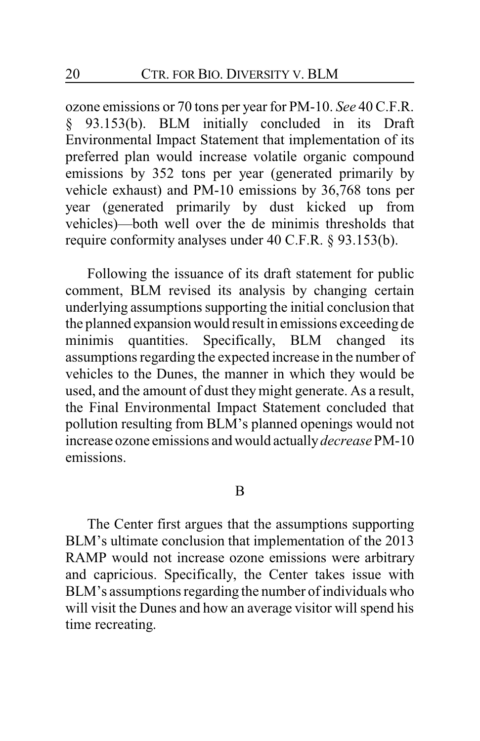ozone emissions or 70 tons per year for PM-10. *See* 40 C.F.R. § 93.153(b). BLM initially concluded in its Draft Environmental Impact Statement that implementation of its preferred plan would increase volatile organic compound emissions by 352 tons per year (generated primarily by vehicle exhaust) and PM-10 emissions by 36,768 tons per year (generated primarily by dust kicked up from vehicles)—both well over the de minimis thresholds that require conformity analyses under 40 C.F.R. § 93.153(b).

Following the issuance of its draft statement for public comment, BLM revised its analysis by changing certain underlying assumptions supporting the initial conclusion that the planned expansion would result in emissions exceeding de minimis quantities. Specifically, BLM changed its assumptions regarding the expected increase in the number of vehicles to the Dunes, the manner in which they would be used, and the amount of dust they might generate. As a result, the Final Environmental Impact Statement concluded that pollution resulting from BLM's planned openings would not increase ozone emissions and would actually *decrease* PM-10 emissions.

### B

The Center first argues that the assumptions supporting BLM's ultimate conclusion that implementation of the 2013 RAMP would not increase ozone emissions were arbitrary and capricious. Specifically, the Center takes issue with BLM's assumptions regarding the number of individuals who will visit the Dunes and how an average visitor will spend his time recreating.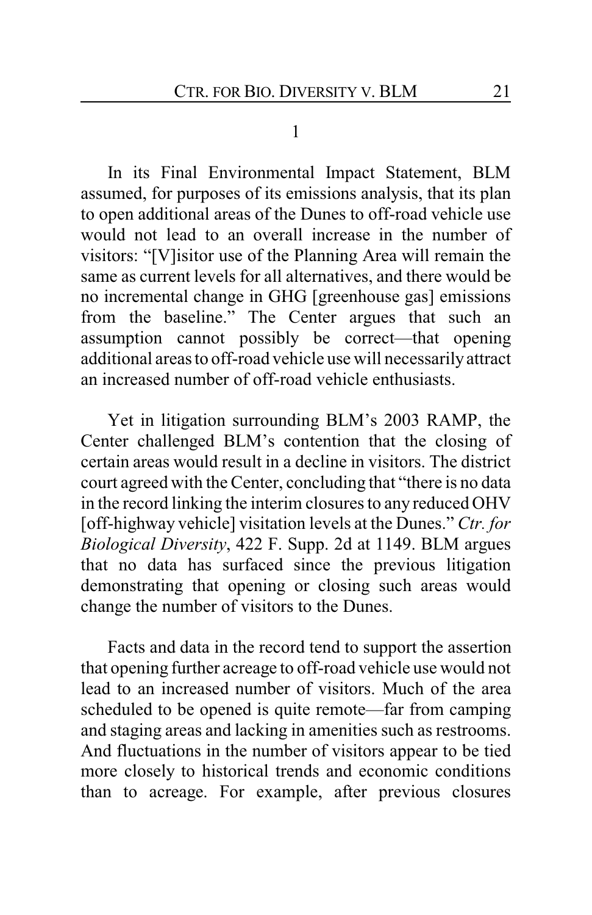1

In its Final Environmental Impact Statement, BLM assumed, for purposes of its emissions analysis, that its plan to open additional areas of the Dunes to off-road vehicle use would not lead to an overall increase in the number of visitors: "[V]isitor use of the Planning Area will remain the same as current levels for all alternatives, and there would be no incremental change in GHG [greenhouse gas] emissions from the baseline." The Center argues that such an assumption cannot possibly be correct—that opening additional areas to off-road vehicle use will necessarily attract an increased number of off-road vehicle enthusiasts.

Yet in litigation surrounding BLM's 2003 RAMP, the Center challenged BLM's contention that the closing of certain areas would result in a decline in visitors. The district court agreed with the Center, concluding that "there is no data in the record linking the interim closures to any reduced OHV [off-highway vehicle] visitation levels at the Dunes." *Ctr. for Biological Diversity*, 422 F. Supp. 2d at 1149. BLM argues that no data has surfaced since the previous litigation demonstrating that opening or closing such areas would change the number of visitors to the Dunes.

Facts and data in the record tend to support the assertion that opening further acreage to off-road vehicle use would not lead to an increased number of visitors. Much of the area scheduled to be opened is quite remote—far from camping and staging areas and lacking in amenities such as restrooms. And fluctuations in the number of visitors appear to be tied more closely to historical trends and economic conditions than to acreage. For example, after previous closures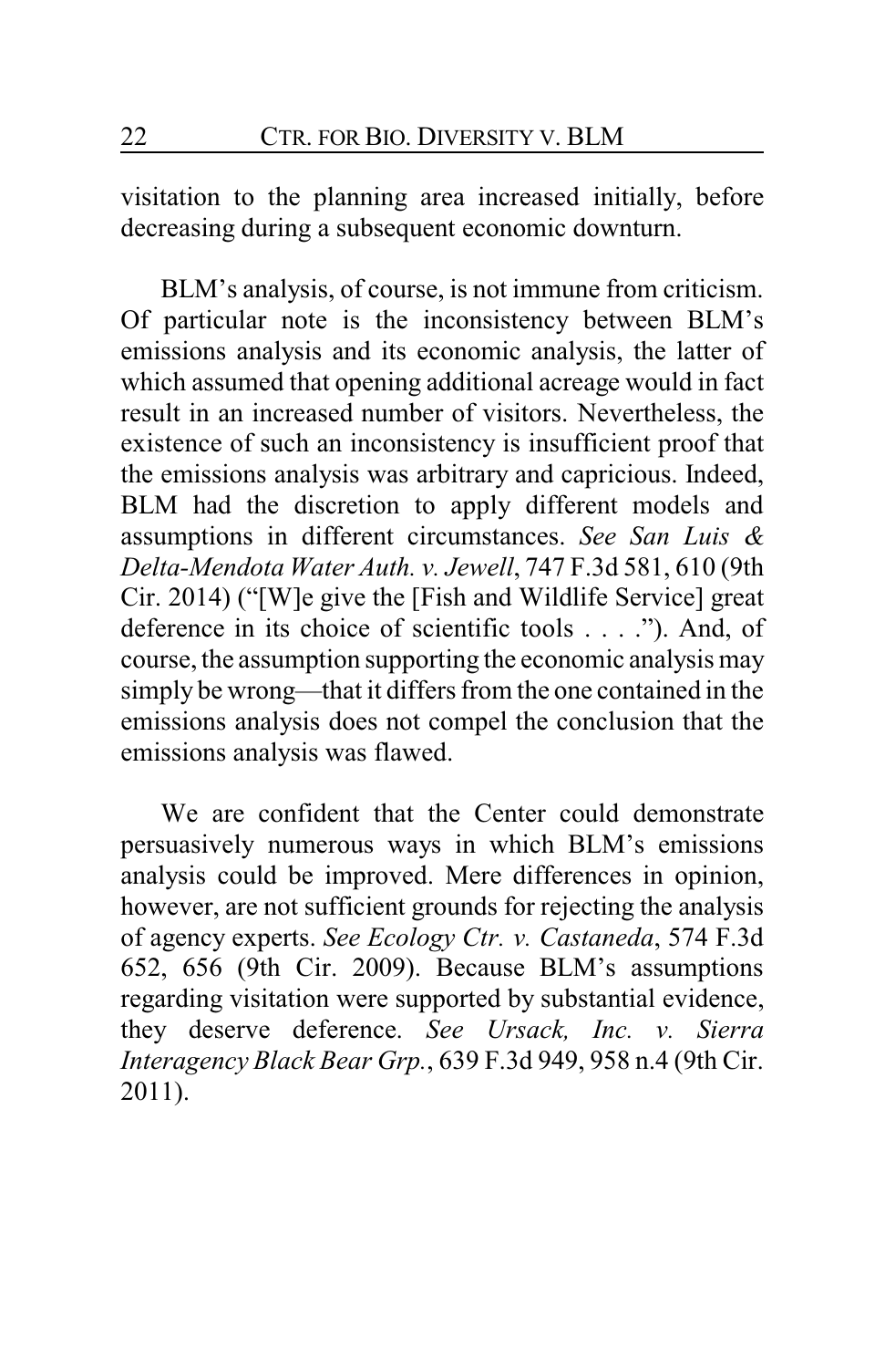visitation to the planning area increased initially, before decreasing during a subsequent economic downturn.

BLM's analysis, of course, is not immune from criticism. Of particular note is the inconsistency between BLM's emissions analysis and its economic analysis, the latter of which assumed that opening additional acreage would in fact result in an increased number of visitors. Nevertheless, the existence of such an inconsistency is insufficient proof that the emissions analysis was arbitrary and capricious. Indeed, BLM had the discretion to apply different models and assumptions in different circumstances. *See San Luis & Delta-Mendota Water Auth. v. Jewell*, 747 F.3d 581, 610 (9th Cir. 2014) ("[W]e give the [Fish and Wildlife Service] great deference in its choice of scientific tools . . . ."). And, of course, the assumption supporting the economic analysis may simply be wrong—that it differs from the one contained in the emissions analysis does not compel the conclusion that the emissions analysis was flawed.

We are confident that the Center could demonstrate persuasively numerous ways in which BLM's emissions analysis could be improved. Mere differences in opinion, however, are not sufficient grounds for rejecting the analysis of agency experts. *See Ecology Ctr. v. Castaneda*, 574 F.3d 652, 656 (9th Cir. 2009). Because BLM's assumptions regarding visitation were supported by substantial evidence, they deserve deference. *See Ursack, Inc. v. Sierra Interagency Black Bear Grp.*, 639 F.3d 949, 958 n.4 (9th Cir. 2011).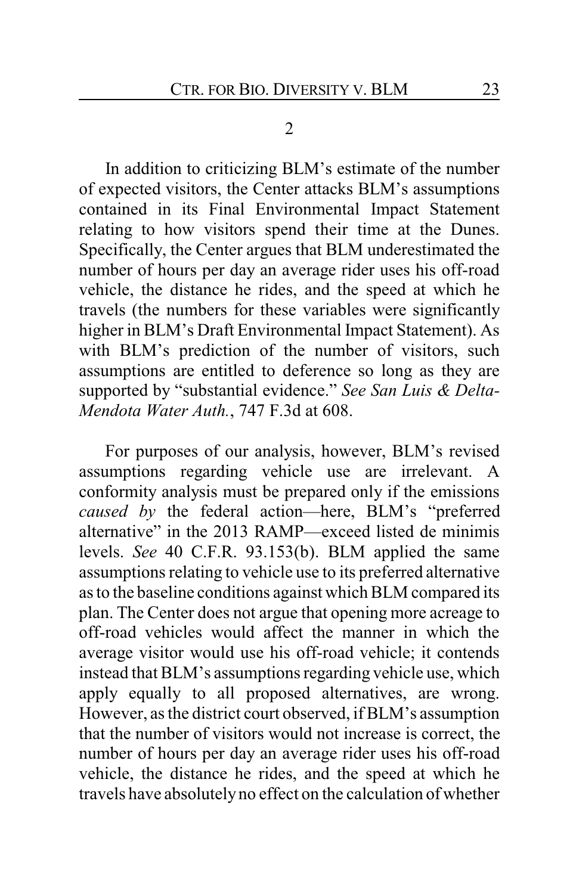2

In addition to criticizing BLM's estimate of the number of expected visitors, the Center attacks BLM's assumptions contained in its Final Environmental Impact Statement relating to how visitors spend their time at the Dunes. Specifically, the Center argues that BLM underestimated the number of hours per day an average rider uses his off-road vehicle, the distance he rides, and the speed at which he travels (the numbers for these variables were significantly higher in BLM's Draft Environmental Impact Statement). As with BLM's prediction of the number of visitors, such assumptions are entitled to deference so long as they are supported by "substantial evidence." *See San Luis & Delta-Mendota Water Auth.*, 747 F.3d at 608.

For purposes of our analysis, however, BLM's revised assumptions regarding vehicle use are irrelevant. A conformity analysis must be prepared only if the emissions *caused by* the federal action—here, BLM's "preferred alternative" in the 2013 RAMP—exceed listed de minimis levels. *See* 40 C.F.R. 93.153(b). BLM applied the same assumptions relating to vehicle use to its preferred alternative as to the baseline conditions against which BLM compared its plan. The Center does not argue that opening more acreage to off-road vehicles would affect the manner in which the average visitor would use his off-road vehicle; it contends instead that BLM's assumptions regarding vehicle use, which apply equally to all proposed alternatives, are wrong. However, as the district court observed, if BLM's assumption that the number of visitors would not increase is correct, the number of hours per day an average rider uses his off-road vehicle, the distance he rides, and the speed at which he travels have absolutely no effect on the calculation of whether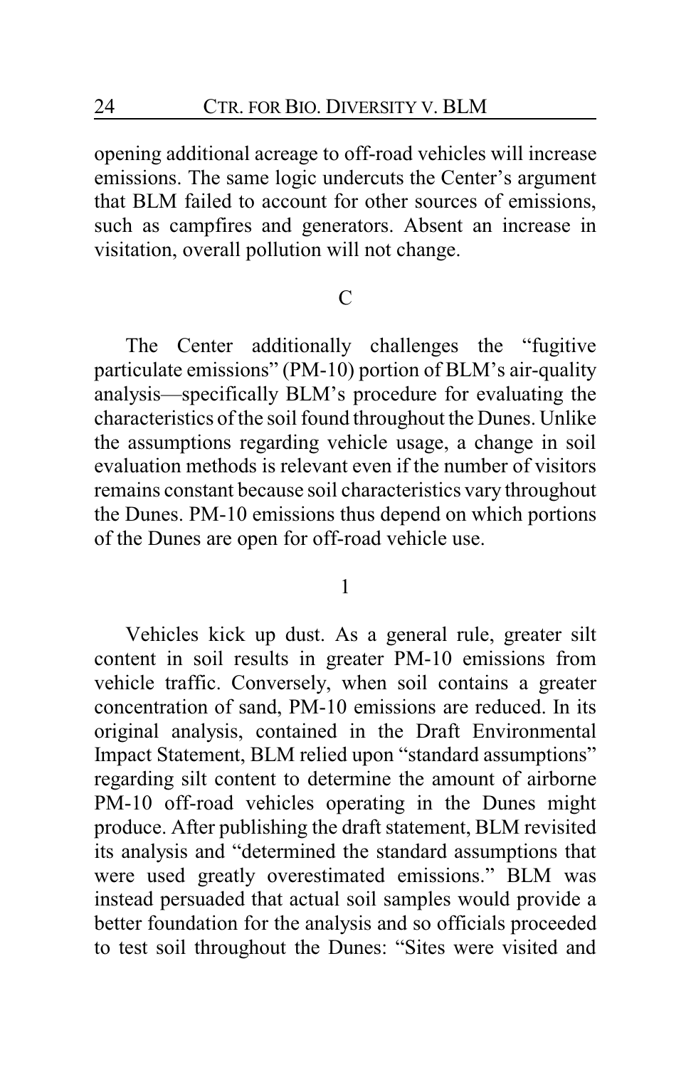opening additional acreage to off-road vehicles will increase emissions. The same logic undercuts the Center's argument that BLM failed to account for other sources of emissions, such as campfires and generators. Absent an increase in visitation, overall pollution will not change.

C

The Center additionally challenges the "fugitive particulate emissions" (PM-10) portion of BLM's air-quality analysis—specifically BLM's procedure for evaluating the characteristics of the soil found throughout the Dunes. Unlike the assumptions regarding vehicle usage, a change in soil evaluation methods is relevant even if the number of visitors remains constant because soil characteristics vary throughout the Dunes. PM-10 emissions thus depend on which portions of the Dunes are open for off-road vehicle use.

1

Vehicles kick up dust. As a general rule, greater silt content in soil results in greater PM-10 emissions from vehicle traffic. Conversely, when soil contains a greater concentration of sand, PM-10 emissions are reduced. In its original analysis, contained in the Draft Environmental Impact Statement, BLM relied upon "standard assumptions" regarding silt content to determine the amount of airborne PM-10 off-road vehicles operating in the Dunes might produce. After publishing the draft statement, BLM revisited its analysis and "determined the standard assumptions that were used greatly overestimated emissions." BLM was instead persuaded that actual soil samples would provide a better foundation for the analysis and so officials proceeded to test soil throughout the Dunes: "Sites were visited and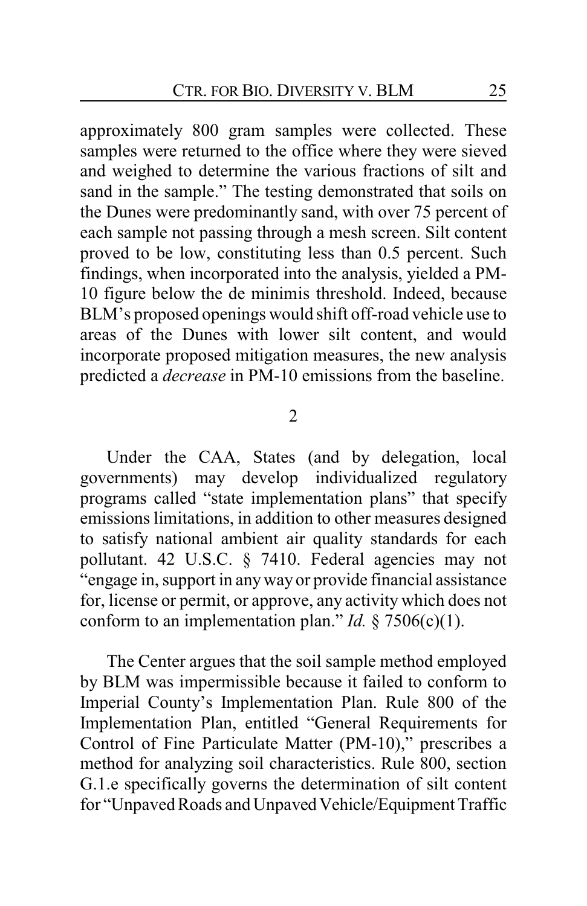approximately 800 gram samples were collected. These samples were returned to the office where they were sieved and weighed to determine the various fractions of silt and sand in the sample." The testing demonstrated that soils on the Dunes were predominantly sand, with over 75 percent of each sample not passing through a mesh screen. Silt content proved to be low, constituting less than 0.5 percent. Such findings, when incorporated into the analysis, yielded a PM-10 figure below the de minimis threshold. Indeed, because BLM's proposed openings would shift off-road vehicle use to areas of the Dunes with lower silt content, and would incorporate proposed mitigation measures, the new analysis predicted a *decrease* in PM-10 emissions from the baseline.

2

Under the CAA, States (and by delegation, local governments) may develop individualized regulatory programs called "state implementation plans" that specify emissions limitations, in addition to other measures designed to satisfy national ambient air quality standards for each pollutant. 42 U.S.C. § 7410. Federal agencies may not "engage in, support in any way or provide financial assistance for, license or permit, or approve, any activity which does not conform to an implementation plan." *Id.* § 7506(c)(1).

The Center argues that the soil sample method employed by BLM was impermissible because it failed to conform to Imperial County's Implementation Plan. Rule 800 of the Implementation Plan, entitled "General Requirements for Control of Fine Particulate Matter (PM-10)," prescribes a method for analyzing soil characteristics. Rule 800, section G.1.e specifically governs the determination of silt content for "Unpaved Roads and Unpaved Vehicle/Equipment Traffic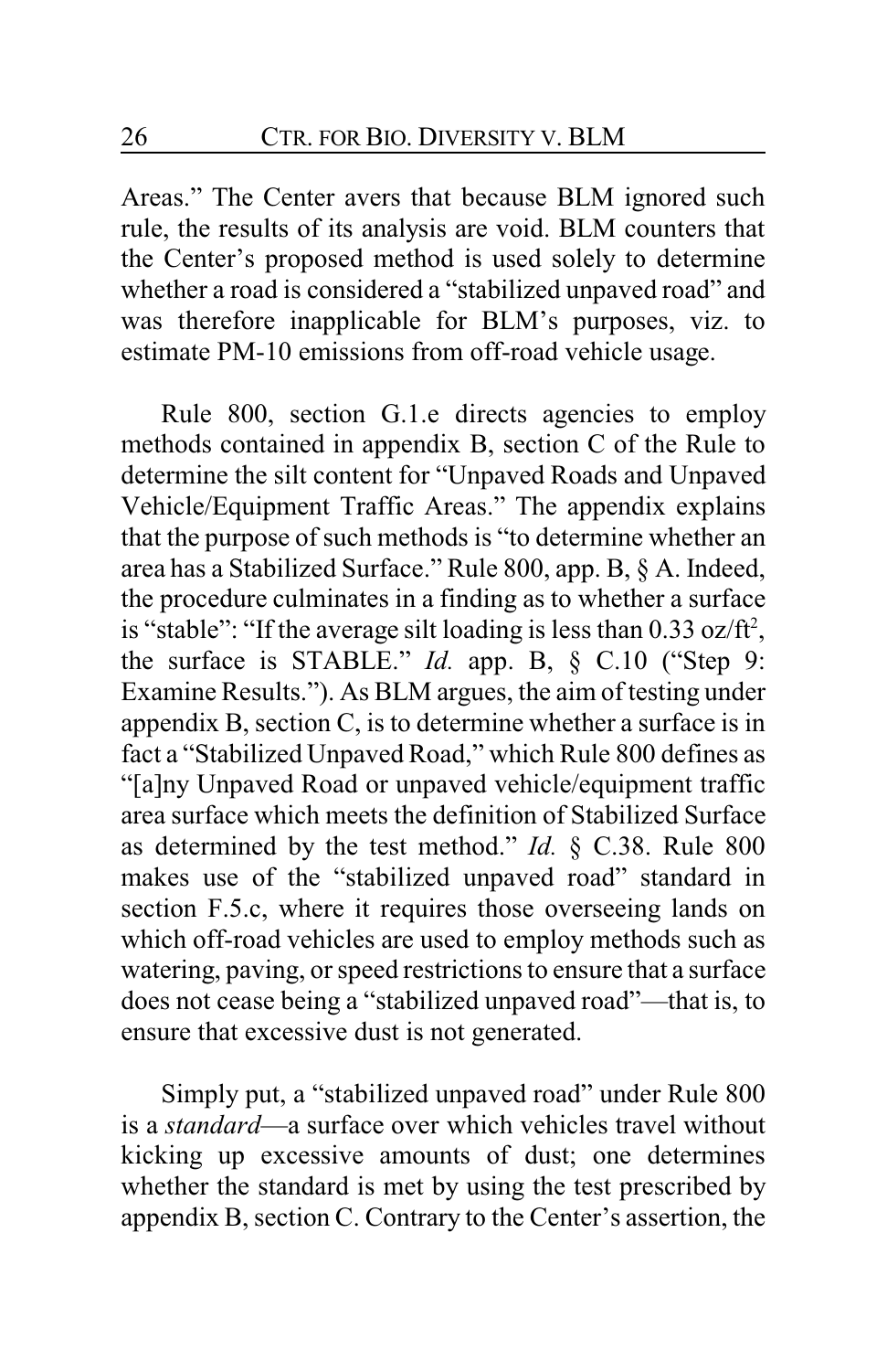Areas." The Center avers that because BLM ignored such rule, the results of its analysis are void. BLM counters that the Center's proposed method is used solely to determine whether a road is considered a "stabilized unpaved road" and was therefore inapplicable for BLM's purposes, viz. to estimate PM-10 emissions from off-road vehicle usage.

Rule 800, section G.1.e directs agencies to employ methods contained in appendix B, section C of the Rule to determine the silt content for "Unpaved Roads and Unpaved Vehicle/Equipment Traffic Areas." The appendix explains that the purpose of such methods is "to determine whether an area has a Stabilized Surface." Rule 800, app. B, § A. Indeed, the procedure culminates in a finding as to whether a surface is "stable": "If the average silt loading is less than 0.33 oz/ft$^2$, the surface is STABLE." *Id.* app. B, § C.10 ("Step 9: Examine Results."). As BLM argues, the aim of testing under appendix B, section C, is to determine whether a surface is in fact a "Stabilized Unpaved Road," which Rule 800 defines as "[a]ny Unpaved Road or unpaved vehicle/equipment traffic area surface which meets the definition of Stabilized Surface as determined by the test method." *Id.* § C.38. Rule 800 makes use of the "stabilized unpaved road" standard in section F.5.c, where it requires those overseeing lands on which off-road vehicles are used to employ methods such as watering, paving, or speed restrictions to ensure that a surface does not cease being a "stabilized unpaved road"—that is, to ensure that excessive dust is not generated.

Simply put, a "stabilized unpaved road" under Rule 800 is a *standard*—a surface over which vehicles travel without kicking up excessive amounts of dust; one determines whether the standard is met by using the test prescribed by appendix B, section C. Contrary to the Center's assertion, the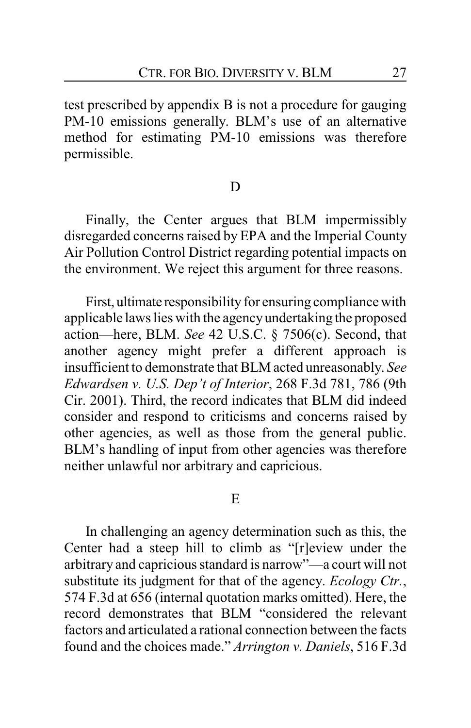test prescribed by appendix B is not a procedure for gauging PM-10 emissions generally. BLM's use of an alternative method for estimating PM-10 emissions was therefore permissible.

D

Finally, the Center argues that BLM impermissibly disregarded concerns raised by EPA and the Imperial County Air Pollution Control District regarding potential impacts on the environment. We reject this argument for three reasons.

First, ultimate responsibility for ensuring compliance with applicable laws lies with the agency undertaking the proposed action—here, BLM. *See* 42 U.S.C. § 7506(c). Second, that another agency might prefer a different approach is insufficient to demonstrate that BLM acted unreasonably. *See Edwardsen v. U.S. Dep't of Interior*, 268 F.3d 781, 786 (9th Cir. 2001). Third, the record indicates that BLM did indeed consider and respond to criticisms and concerns raised by other agencies, as well as those from the general public. BLM's handling of input from other agencies was therefore neither unlawful nor arbitrary and capricious.

E

In challenging an agency determination such as this, the Center had a steep hill to climb as "[r]eview under the arbitrary and capricious standard is narrow"—a court will not substitute its judgment for that of the agency. *Ecology Ctr.*, 574 F.3d at 656 (internal quotation marks omitted). Here, the record demonstrates that BLM "considered the relevant factors and articulated a rational connection between the facts found and the choices made." *Arrington v. Daniels*, 516 F.3d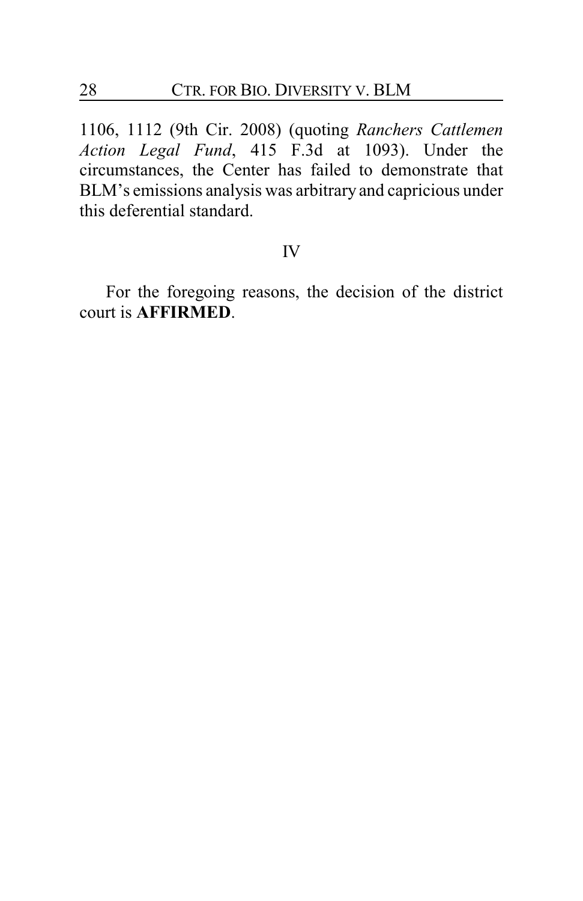1106, 1112 (9th Cir. 2008) (quoting *Ranchers Cattlemen Action Legal Fund*, 415 F.3d at 1093). Under the circumstances, the Center has failed to demonstrate that BLM's emissions analysis was arbitrary and capricious under this deferential standard.

## IV

For the foregoing reasons, the decision of the district court is **AFFIRMED**.